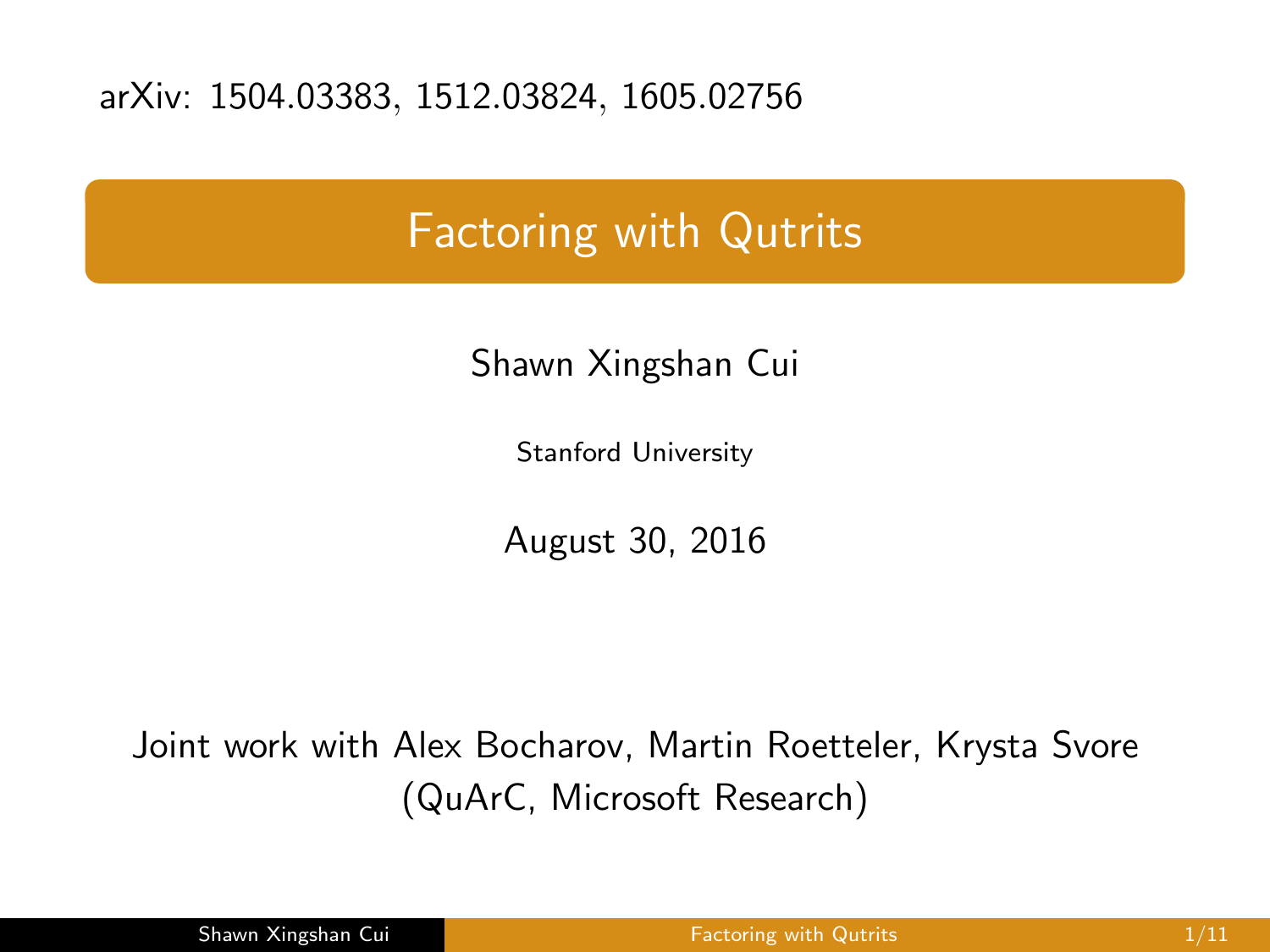arXiv: 1504.03383, 1512.03824, 1605.02756

# Factoring with Qutrits

Shawn Xingshan Cui

Stanford University

August 30, 2016

Joint work with Alex Bocharov, Martin Roetteler, Krysta Svore
(QuArC, Microsoft Research)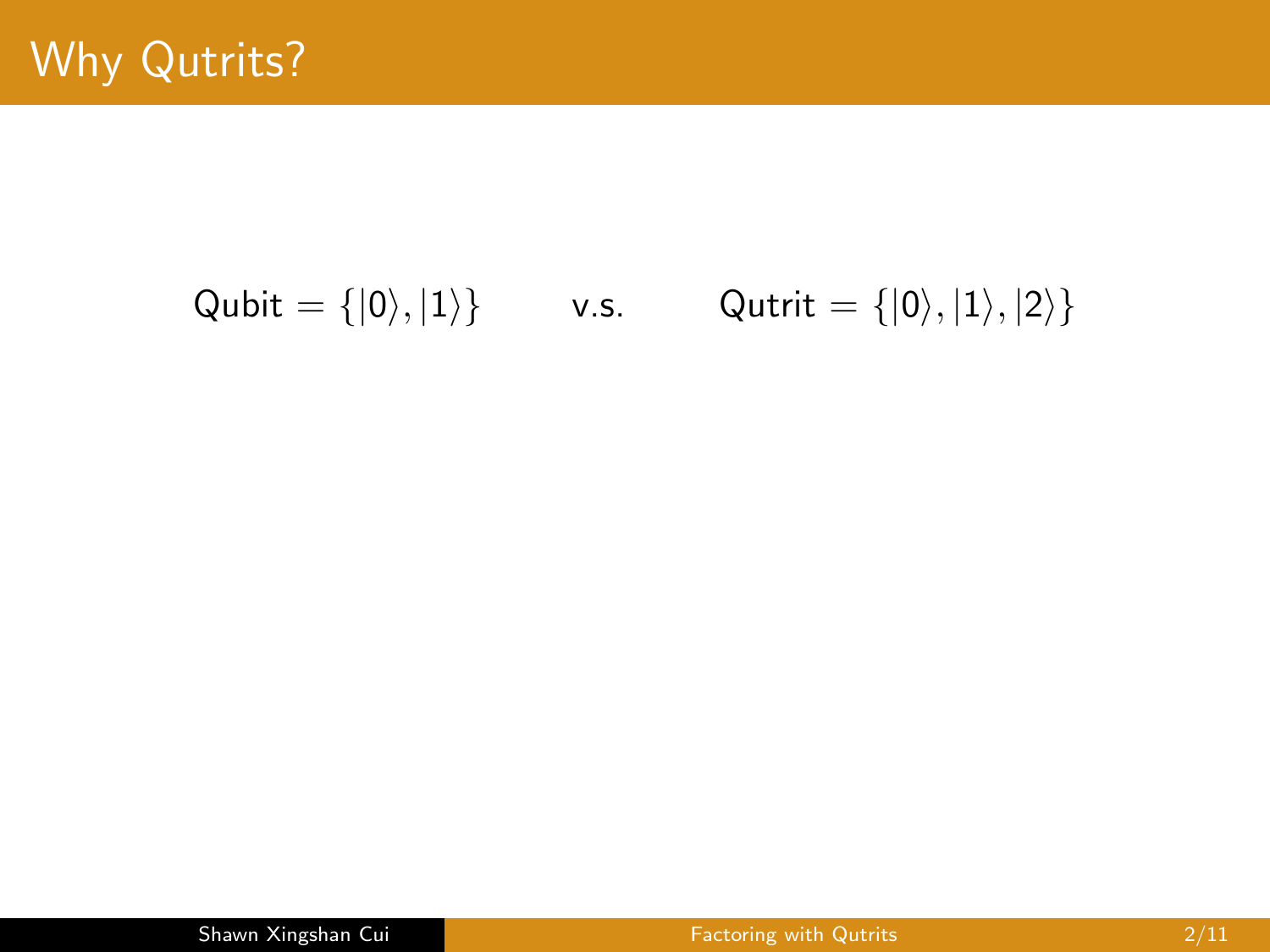# Why Qutrits?

$$\text{Qubit} = \{|0\rangle, |1\rangle\} \qquad \text{v.s.} \qquad \text{Qutrit} = \{|0\rangle, |1\rangle, |2\rangle\}$$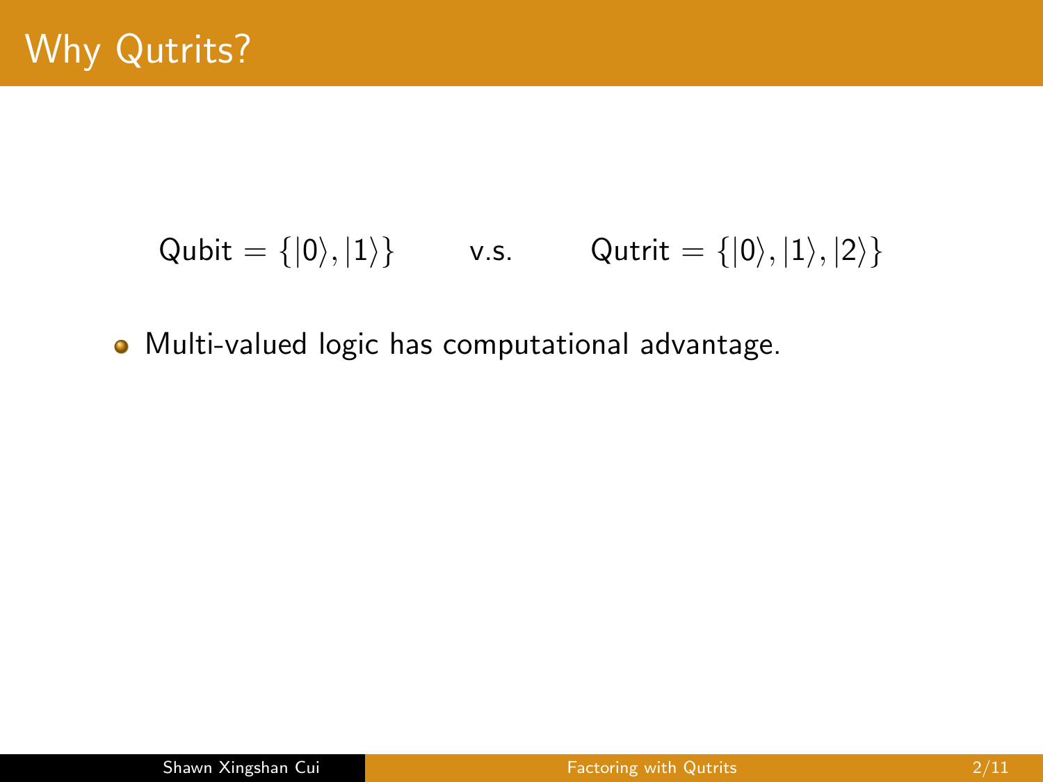# Why Qutrits?

$$\text{Qubit} = \{|0\rangle, |1\rangle\} \qquad \text{v.s.} \qquad \text{Qutrit} = \{|0\rangle, |1\rangle, |2\rangle\}$$

- Multi-valued logic has computational advantage.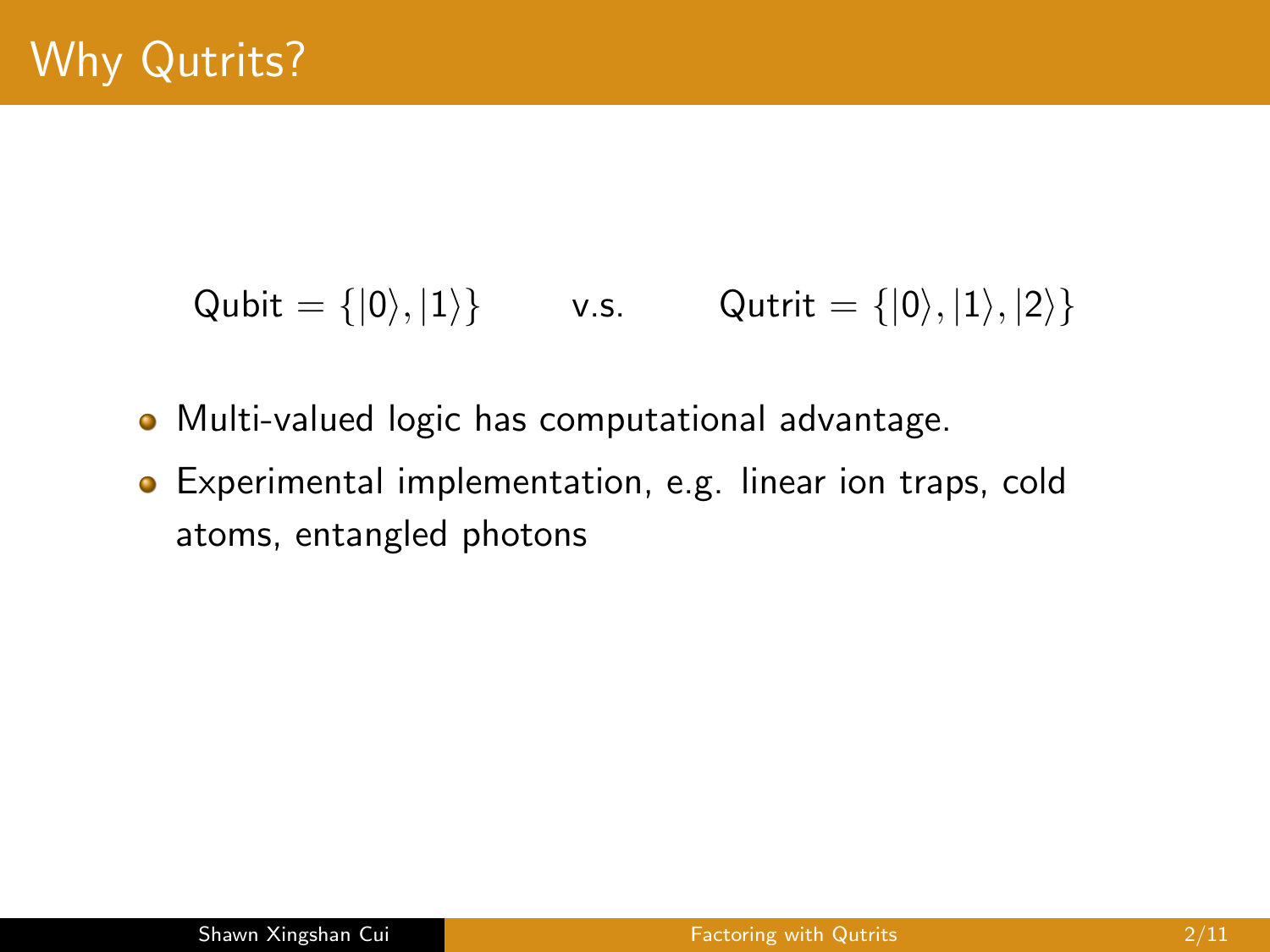# Why Qutrits?

$$\text{Qubit} = \{|0\rangle, |1\rangle\} \qquad \text{v.s.} \qquad \text{Qutrit} = \{|0\rangle, |1\rangle, |2\rangle\}$$

- Multi-valued logic has computational advantage.
- Experimental implementation, e.g. linear ion traps, cold atoms, entangled photons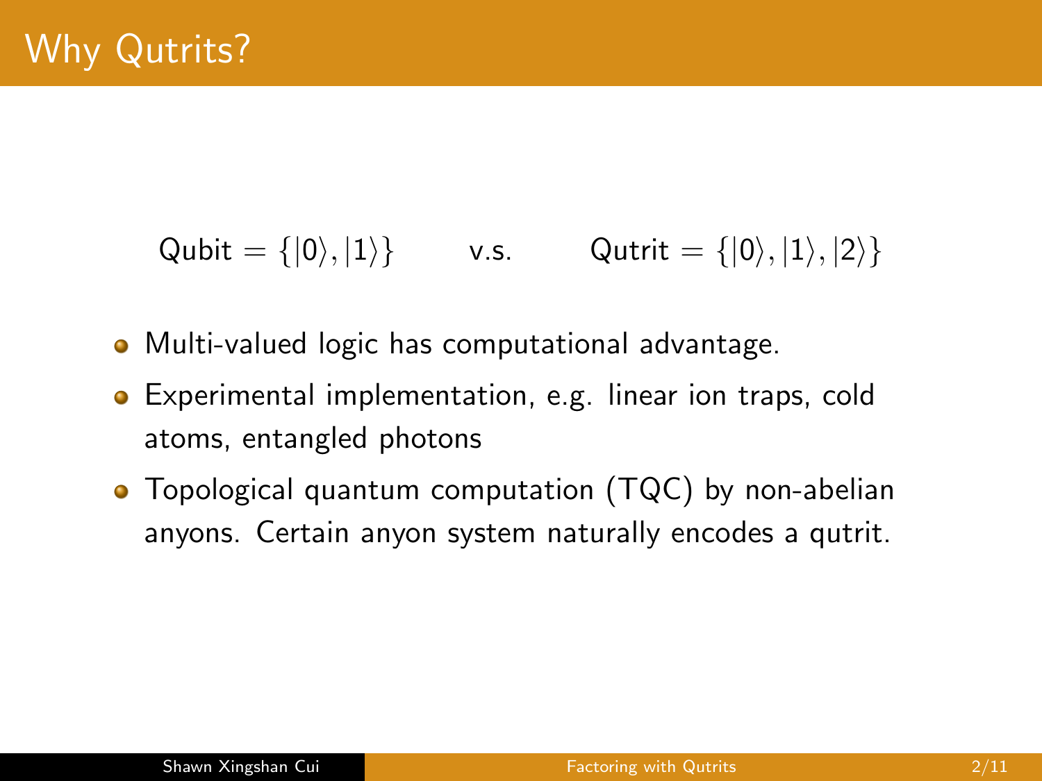# Why Qutrits?

$$\text{Qubit} = \{|0\rangle, |1\rangle\} \qquad \text{v.s.} \qquad \text{Qutrit} = \{|0\rangle, |1\rangle, |2\rangle\}$$

- Multi-valued logic has computational advantage.
- Experimental implementation, e.g. linear ion traps, cold atoms, entangled photons
- Topological quantum computation (TQC) by non-abelian anyons. Certain anyon system naturally encodes a qutrit.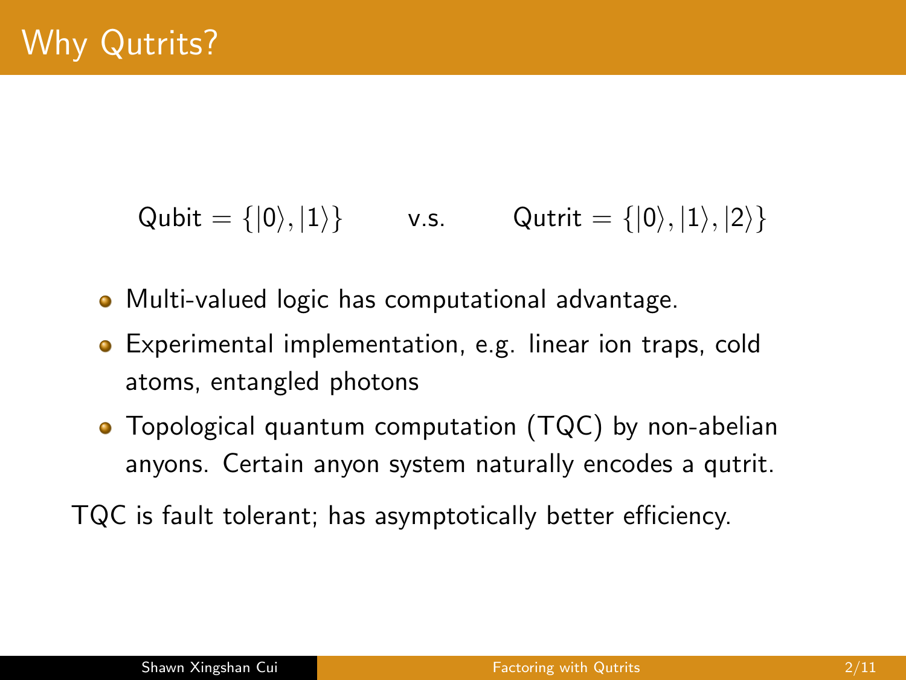# Why Qutrits?

$$\text{Qubit} = \{|0\rangle, |1\rangle\} \qquad \text{v.s.} \qquad \text{Qutrit} = \{|0\rangle, |1\rangle, |2\rangle\}$$

- Multi-valued logic has computational advantage.
- Experimental implementation, e.g. linear ion traps, cold atoms, entangled photons
- Topological quantum computation (TQC) by non-abelian anyons. Certain anyon system naturally encodes a qutrit.

TQC is fault tolerant; has asymptotically better efficiency.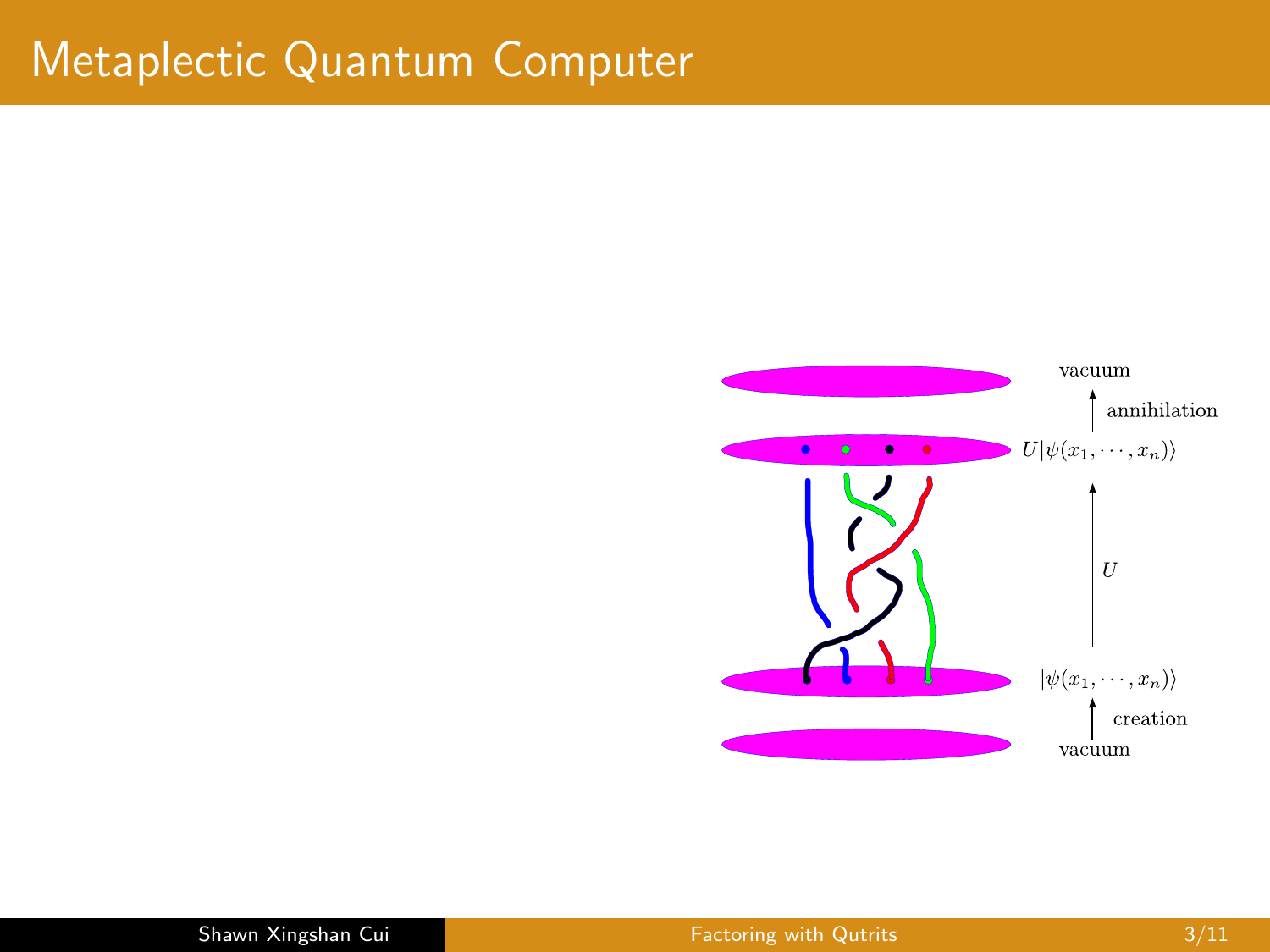# Metaplectic Quantum Computer

vacuum

annihilation

$U|\psi(x_1, \cdots, x_n)\rangle$

$U$

$|\psi(x_1, \cdots, x_n)\rangle$

creation

vacuum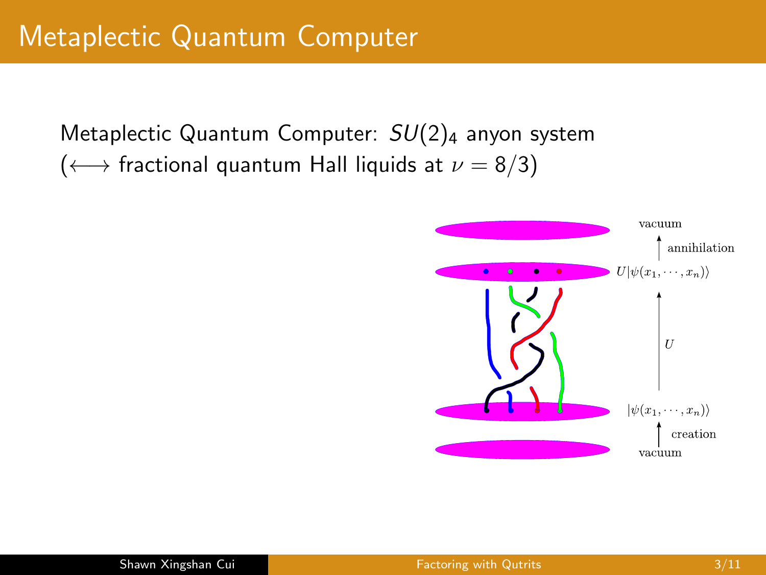# Metaplectic Quantum Computer

Metaplectic Quantum Computer: $SU(2)_4$ anyon system ($\longleftrightarrow$ fractional quantum Hall liquids at $\nu = 8/3$)

vacuum

annihilation

$U|\psi(x_1, \cdots, x_n)\rangle$

$U$

$|\psi(x_1, \cdots, x_n)\rangle$

creation

vacuum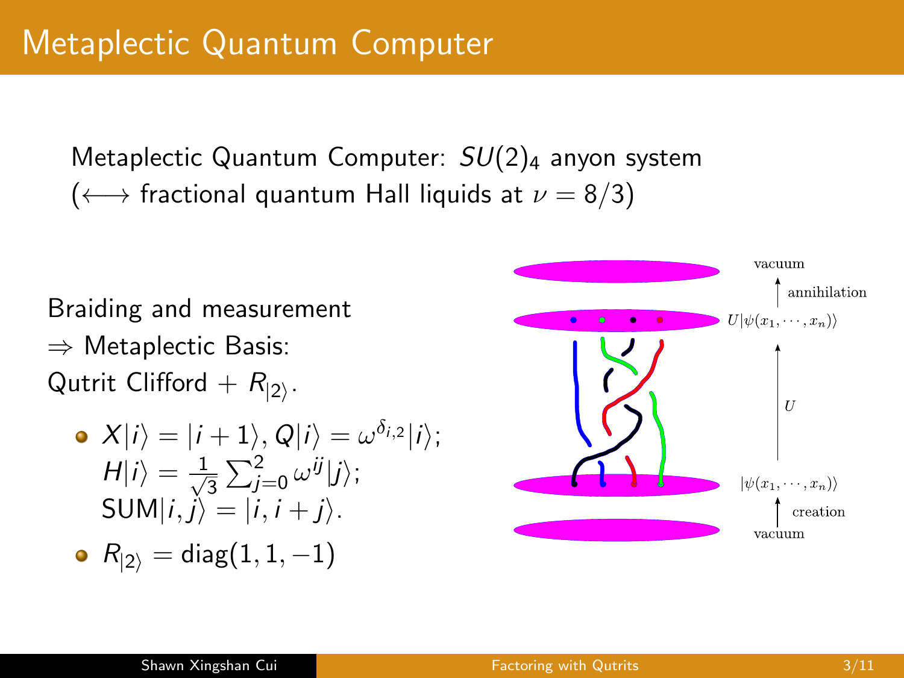# Metaplectic Quantum Computer

Metaplectic Quantum Computer: $SU(2)_4$ anyon system ($\longleftrightarrow$ fractional quantum Hall liquids at $\nu = 8/3$)

Braiding and measurement
$\Rightarrow$ Metaplectic Basis:
Qutrit Clifford + $R_{|2\rangle}$.

- $X|i\rangle = |i+1\rangle, Q|i\rangle = \omega^{\delta_{i,2}}|i\rangle$;
  $H|i\rangle = \frac{1}{\sqrt{3}}\sum_{j=0}^{2}\omega^{ij}|j\rangle$;
  $\text{SUM}|i,j\rangle = |i, i+j\rangle$.
- $R_{|2\rangle} = \text{diag}(1, 1, -1)$

vacuum

annihilation

$U|\psi(x_1, \cdots, x_n)\rangle$

$U$

$|\psi(x_1, \cdots, x_n)\rangle$

creation

vacuum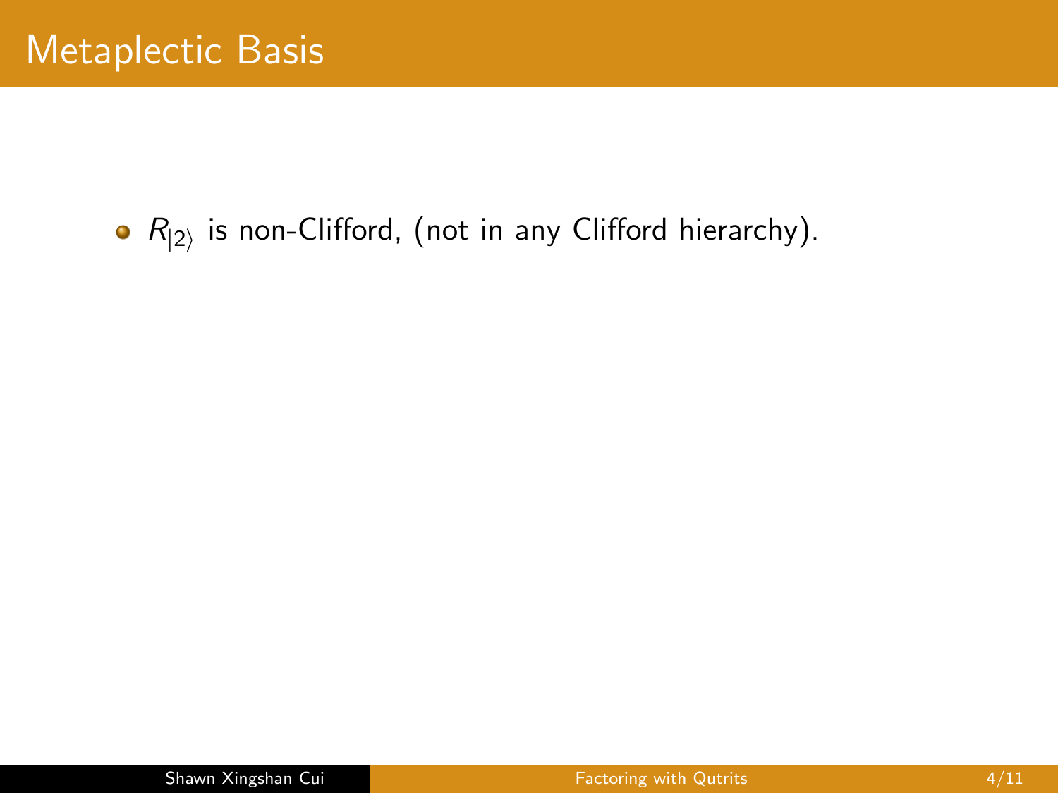# Metaplectic Basis

- $R_{|2\rangle}$ is non-Clifford, (not in any Clifford hierarchy).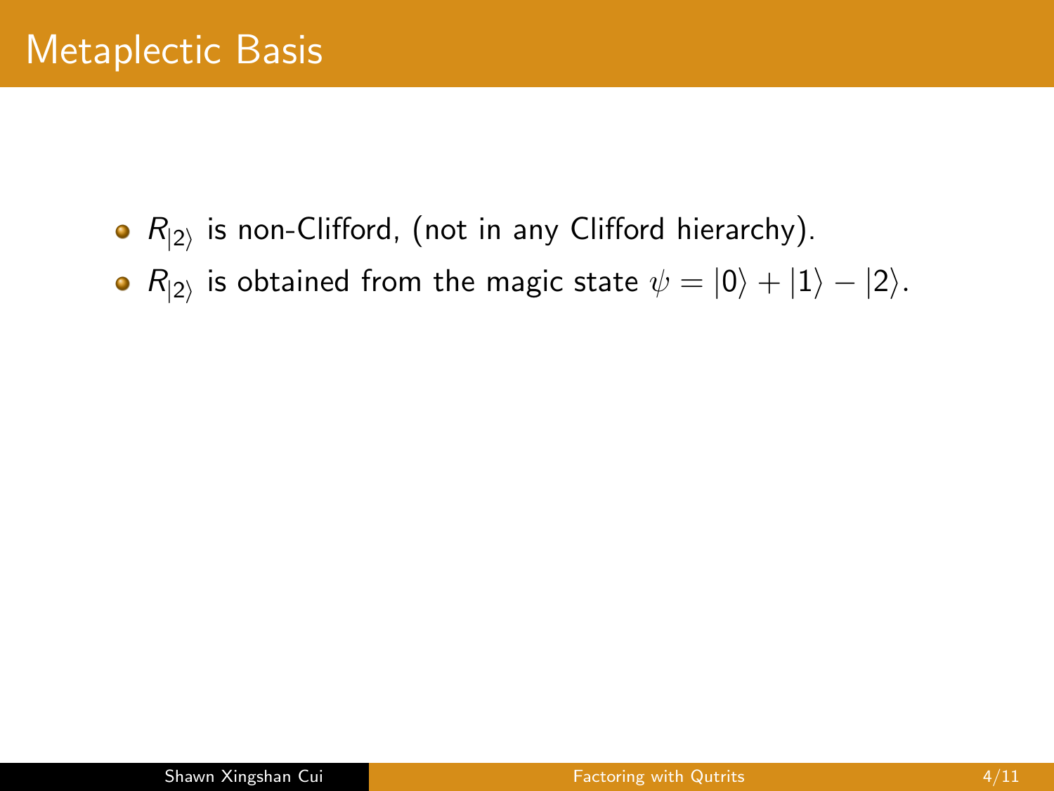# Metaplectic Basis

- $R_{|2\rangle}$ is non-Clifford, (not in any Clifford hierarchy).
- $R_{|2\rangle}$ is obtained from the magic state $\psi = |0\rangle + |1\rangle - |2\rangle$.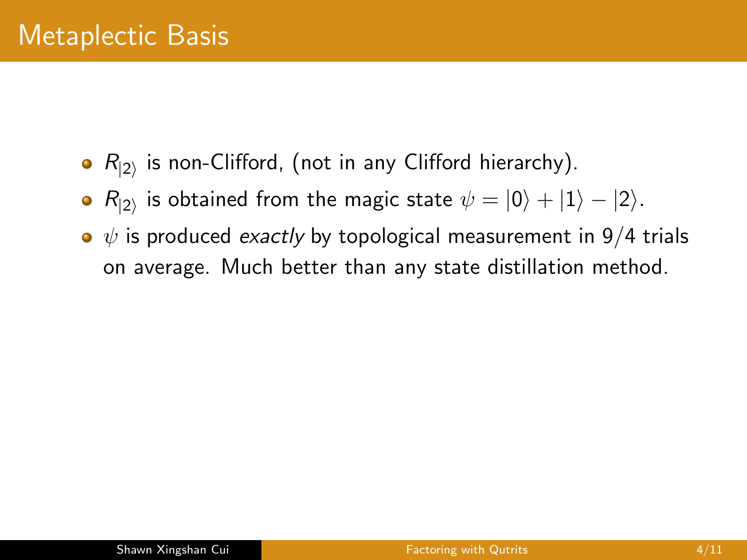# Metaplectic Basis

- $R_{|2\rangle}$ is non-Clifford, (not in any Clifford hierarchy).
- $R_{|2\rangle}$ is obtained from the magic state $\psi = |0\rangle + |1\rangle - |2\rangle$.
- $\psi$ is produced *exactly* by topological measurement in 9/4 trials on average. Much better than any state distillation method.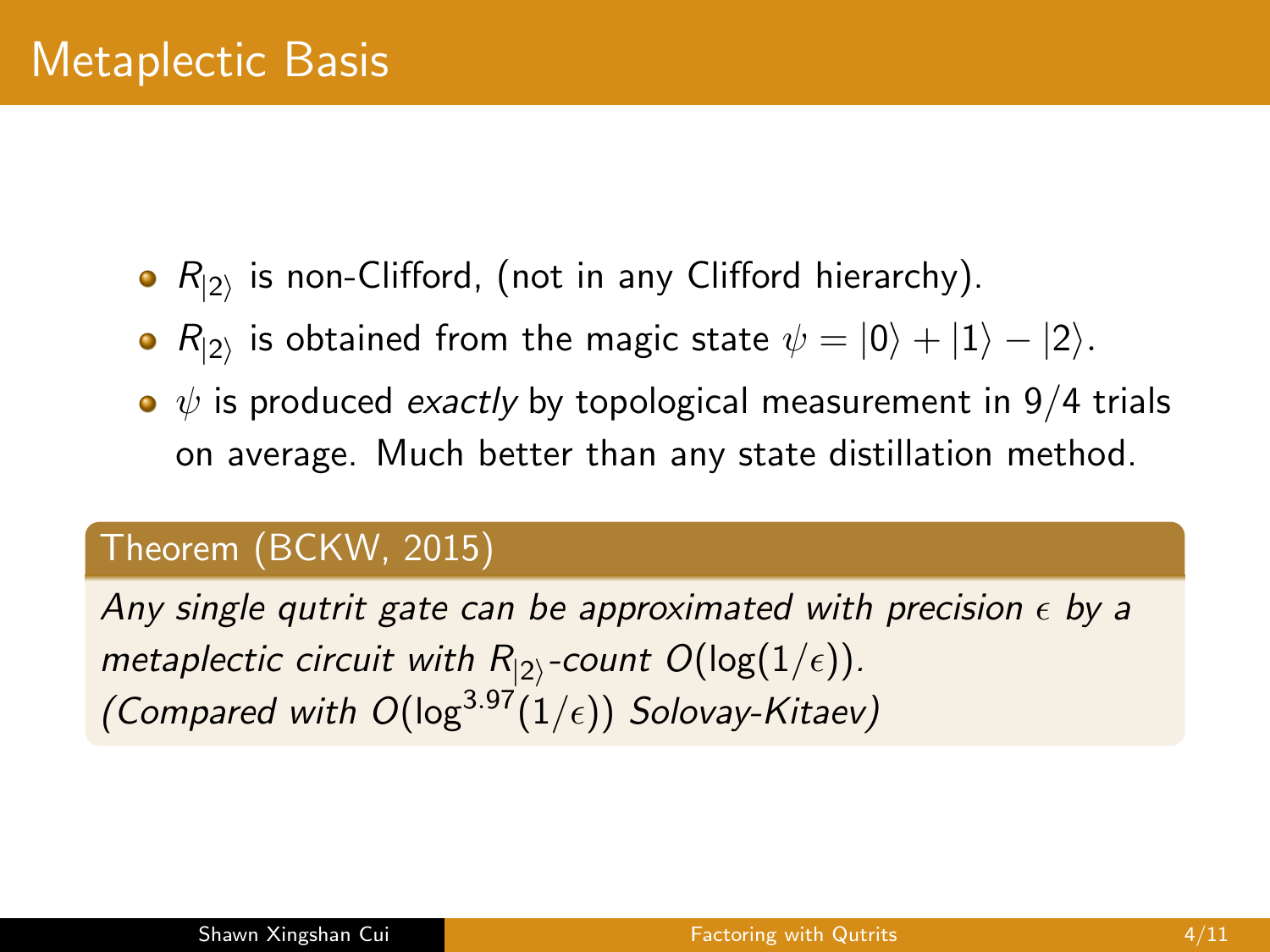# Metaplectic Basis

- $R_{|2\rangle}$ is non-Clifford, (not in any Clifford hierarchy).
- $R_{|2\rangle}$ is obtained from the magic state $\psi = |0\rangle + |1\rangle - |2\rangle$.
- $\psi$ is produced *exactly* by topological measurement in 9/4 trials on average. Much better than any state distillation method.

**Theorem (BCKW, 2015)**

*Any single qutrit gate can be approximated with precision $\epsilon$ by a metaplectic circuit with $R_{|2\rangle}$-count $O(\log(1/\epsilon))$.*
*(Compared with $O(\log^{3.97}(1/\epsilon))$ Solovay-Kitaev)*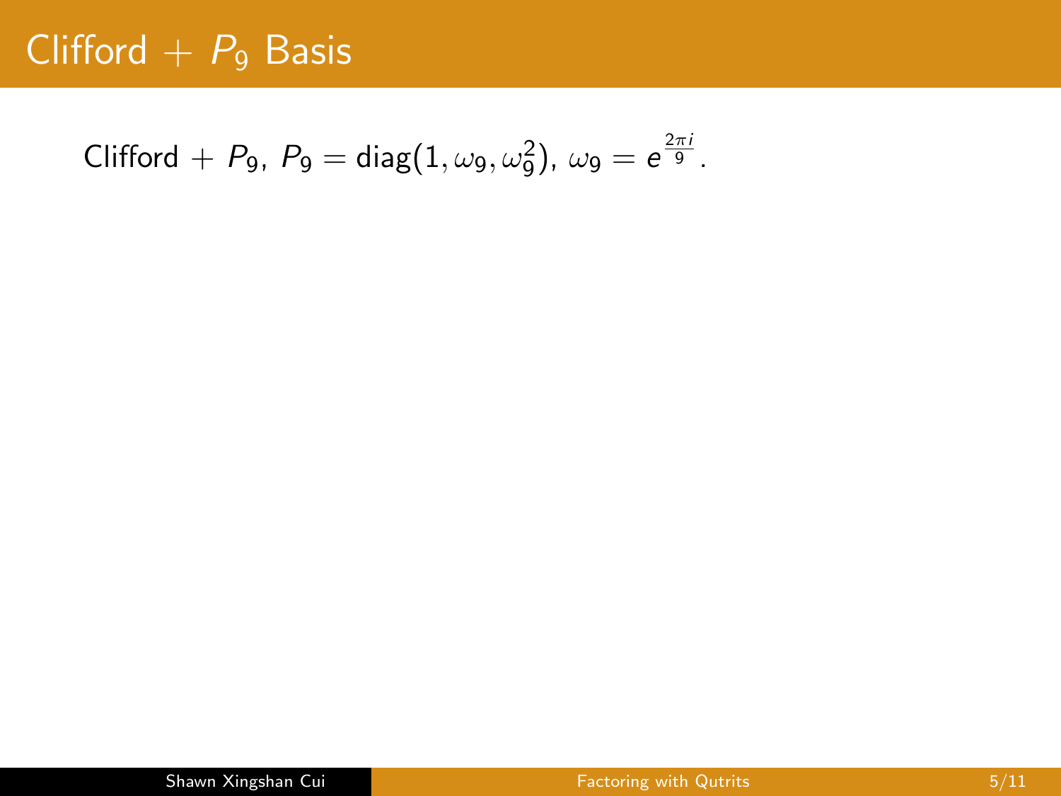# Clifford + $P_9$ Basis

Clifford + $P_9$, $P_9 = \text{diag}(1, \omega_9, \omega_9^2)$, $\omega_9 = e^{\frac{2\pi i}{9}}$.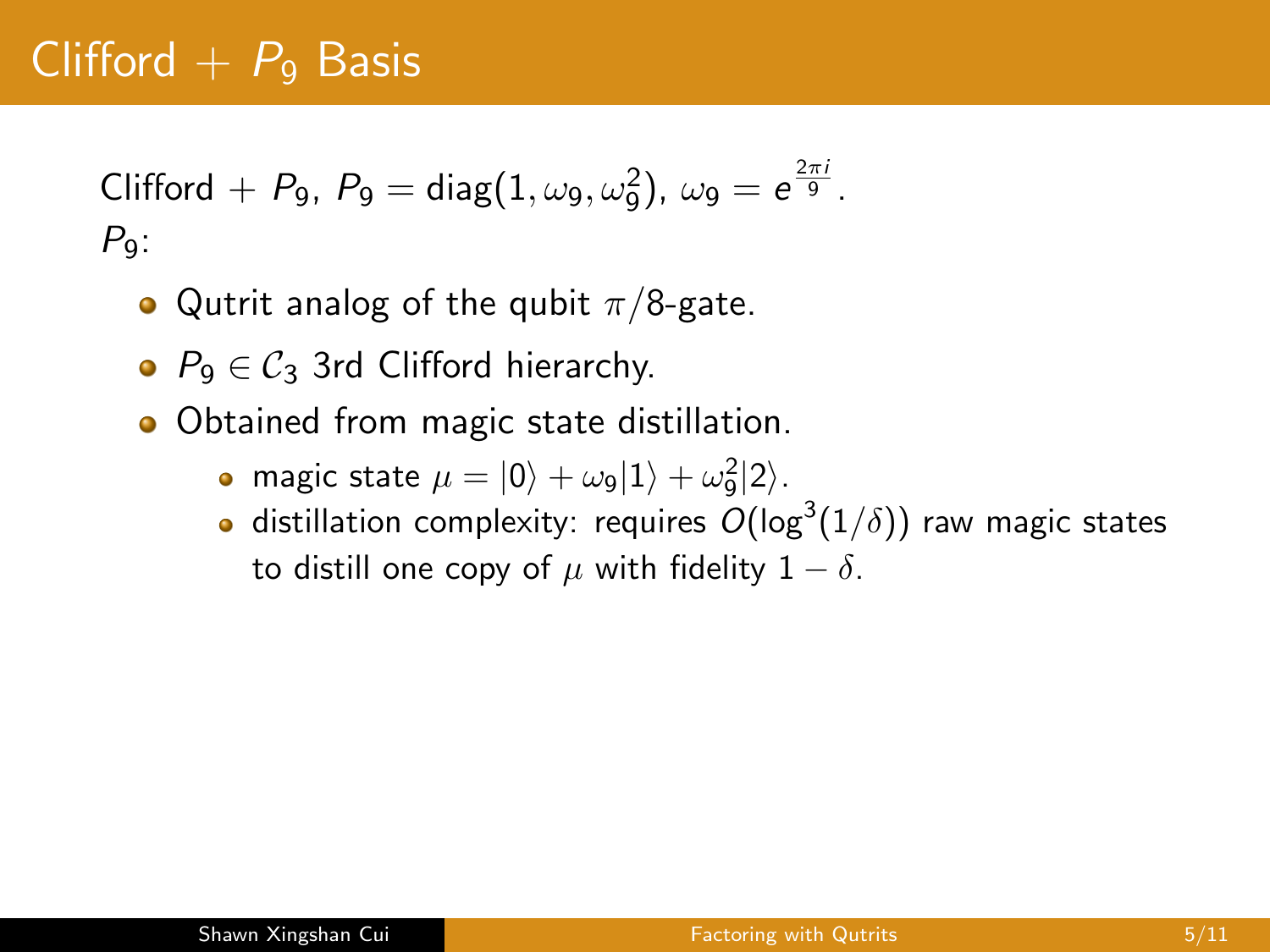# Clifford + $P_9$ Basis

Clifford + $P_9$, $P_9 = \text{diag}(1, \omega_9, \omega_9^2)$, $\omega_9 = e^{\frac{2\pi i}{9}}$.

$P_9$:

- Qutrit analog of the qubit $\pi/8$-gate.
- $P_9 \in \mathcal{C}_3$ 3rd Clifford hierarchy.
- Obtained from magic state distillation.
  - magic state $\mu = |0\rangle + \omega_9|1\rangle + \omega_9^2|2\rangle$.
  - distillation complexity: requires $O(\log^3(1/\delta))$ raw magic states to distill one copy of $\mu$ with fidelity $1 - \delta$.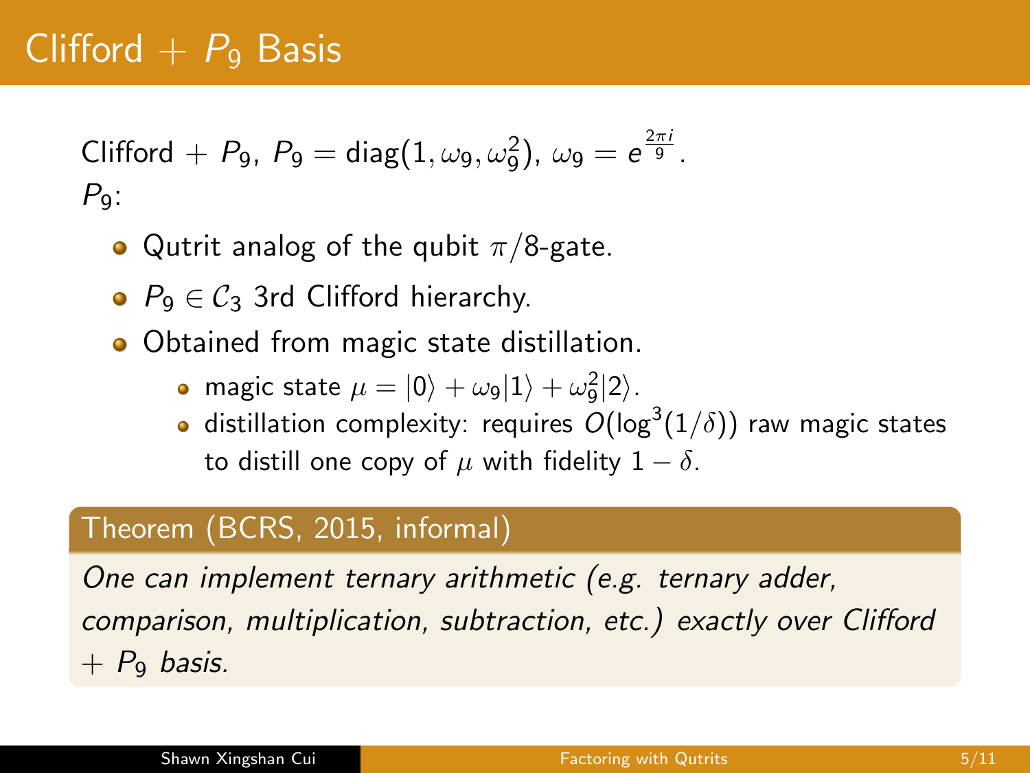# Clifford + $P_9$ Basis

Clifford + $P_9$, $P_9 = \text{diag}(1, \omega_9, \omega_9^2)$, $\omega_9 = e^{\frac{2\pi i}{9}}$.
$P_9$:

- Qutrit analog of the qubit $\pi/8$-gate.
- $P_9 \in \mathcal{C}_3$ 3rd Clifford hierarchy.
- Obtained from magic state distillation.
  - magic state $\mu = |0\rangle + \omega_9|1\rangle + \omega_9^2|2\rangle$.
  - distillation complexity: requires $O(\log^3(1/\delta))$ raw magic states to distill one copy of $\mu$ with fidelity $1 - \delta$.

**Theorem (BCRS, 2015, informal)**

*One can implement ternary arithmetic (e.g. ternary adder, comparison, multiplication, subtraction, etc.) exactly over Clifford + $P_9$ basis.*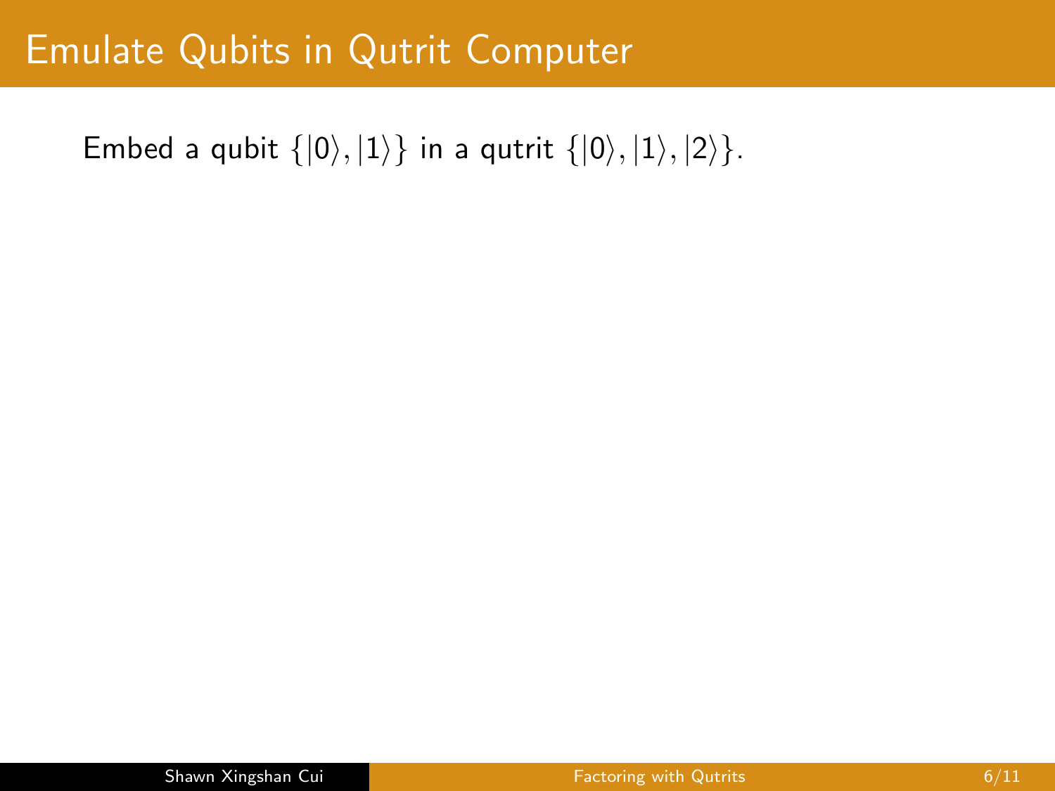# Emulate Qubits in Qutrit Computer

Embed a qubit $\{|0\rangle, |1\rangle\}$ in a qutrit $\{|0\rangle, |1\rangle, |2\rangle\}$.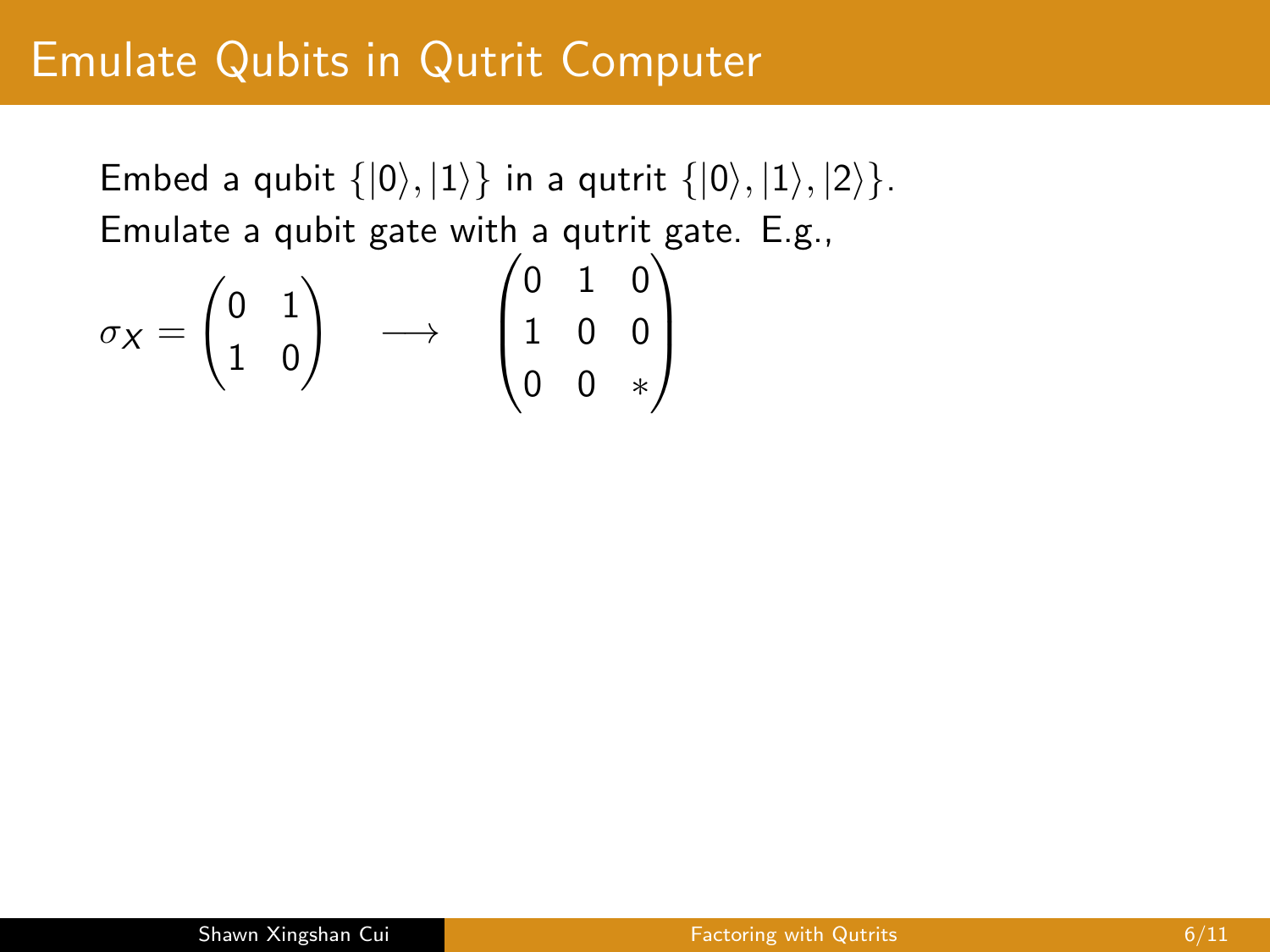# Emulate Qubits in Qutrit Computer

Embed a qubit $\{|0\rangle, |1\rangle\}$ in a qutrit $\{|0\rangle, |1\rangle, |2\rangle\}$.

Emulate a qubit gate with a qutrit gate. E.g.,

$$\sigma_X = \begin{pmatrix} 0 & 1 \\ 1 & 0 \end{pmatrix} \quad \longrightarrow \quad \begin{pmatrix} 0 & 1 & 0 \\ 1 & 0 & 0 \\ 0 & 0 & * \end{pmatrix}$$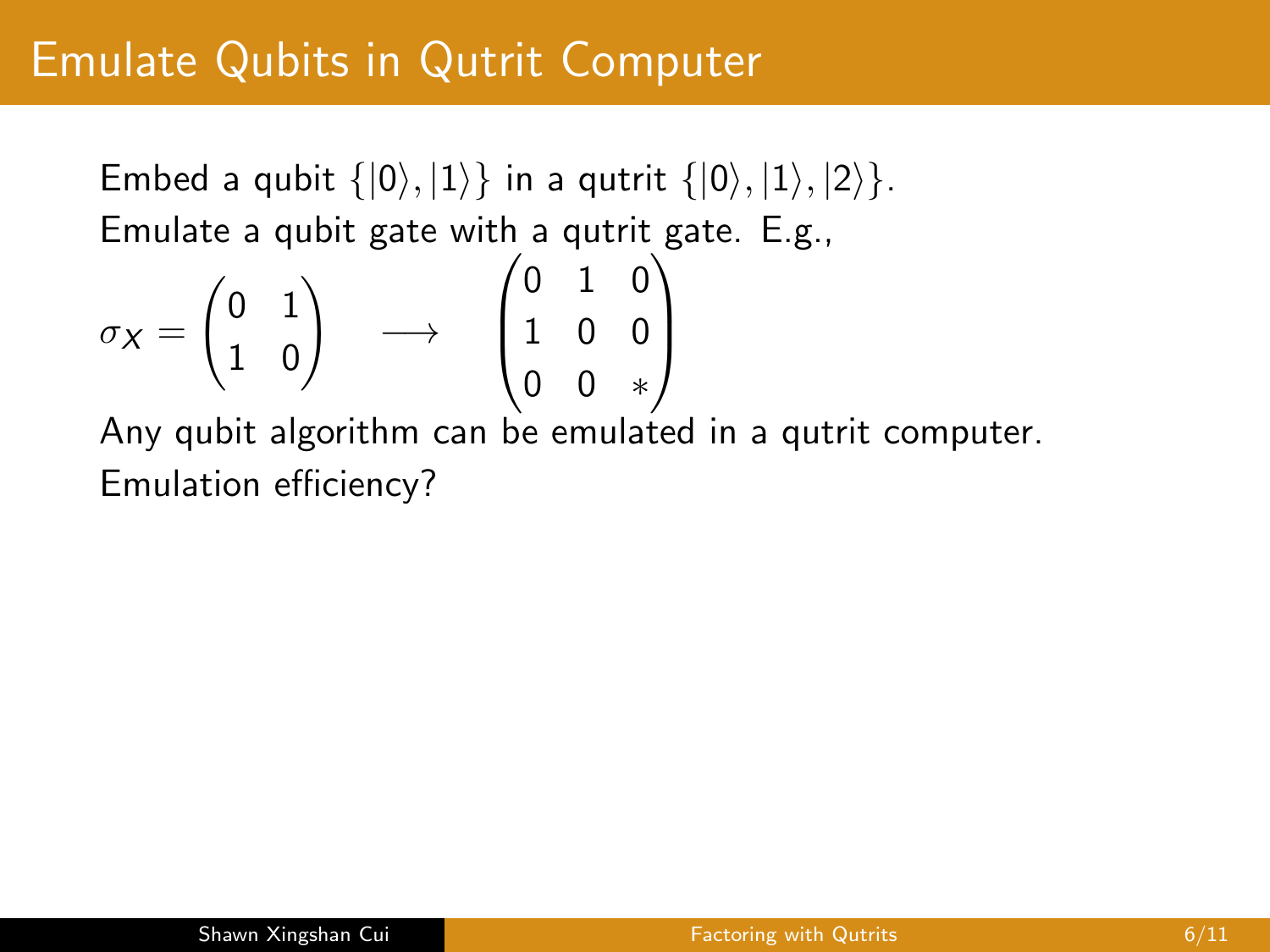# Emulate Qubits in Qutrit Computer

Embed a qubit $\{|0\rangle, |1\rangle\}$ in a qutrit $\{|0\rangle, |1\rangle, |2\rangle\}$.

Emulate a qubit gate with a qutrit gate. E.g.,

$$\sigma_X = \begin{pmatrix} 0 & 1 \\ 1 & 0 \end{pmatrix} \quad \longrightarrow \quad \begin{pmatrix} 0 & 1 & 0 \\ 1 & 0 & 0 \\ 0 & 0 & * \end{pmatrix}$$

Any qubit algorithm can be emulated in a qutrit computer.

Emulation efficiency?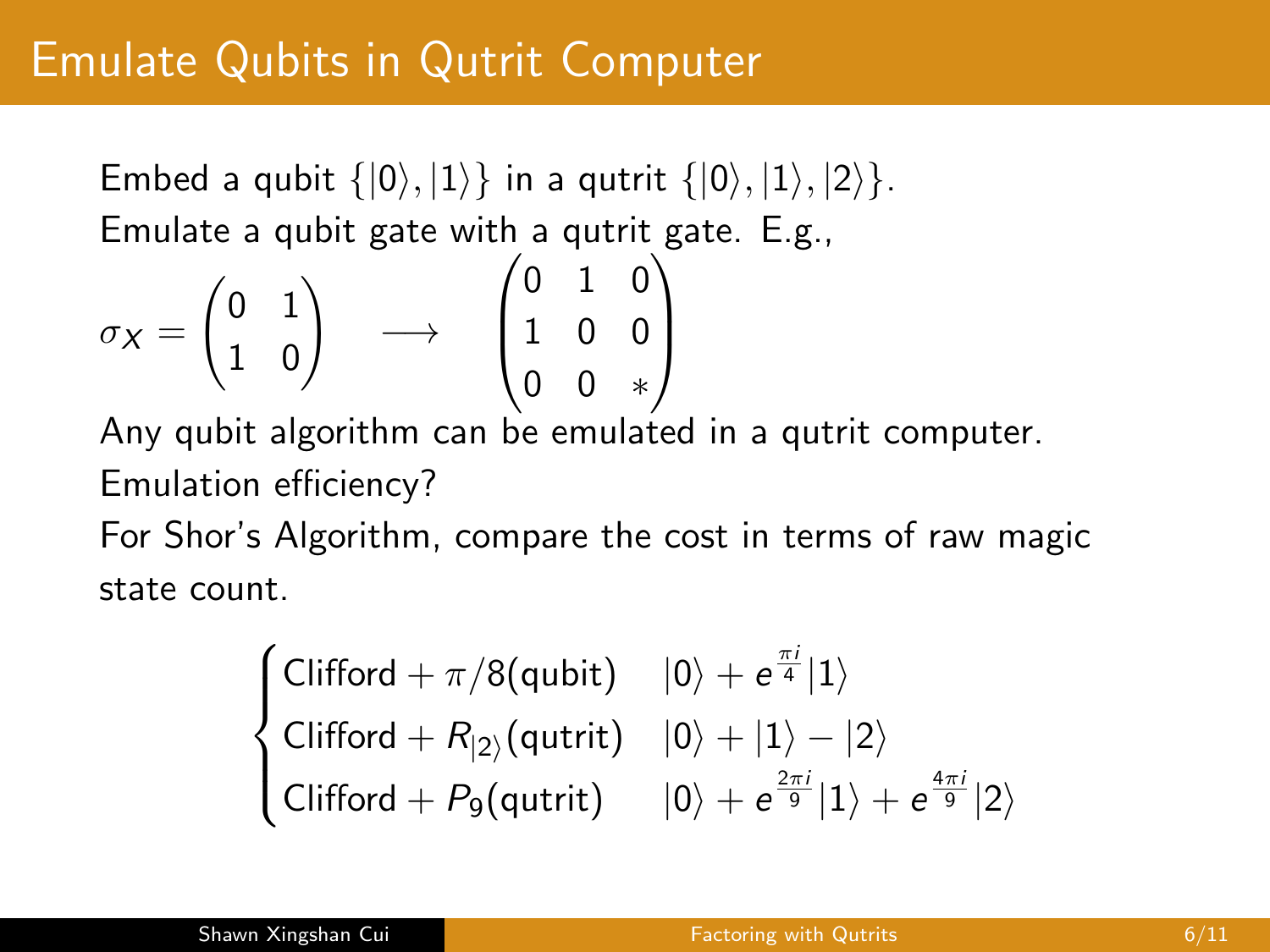# Emulate Qubits in Qutrit Computer

Embed a qubit $\{|0\rangle, |1\rangle\}$ in a qutrit $\{|0\rangle, |1\rangle, |2\rangle\}$.

Emulate a qubit gate with a qutrit gate. E.g.,

$$\sigma_X = \begin{pmatrix} 0 & 1 \\ 1 & 0 \end{pmatrix} \quad \longrightarrow \quad \begin{pmatrix} 0 & 1 & 0 \\ 1 & 0 & 0 \\ 0 & 0 & * \end{pmatrix}$$

Any qubit algorithm can be emulated in a qutrit computer.

Emulation efficiency?

For Shor's Algorithm, compare the cost in terms of raw magic state count.

$$\begin{cases} \text{Clifford} + \pi/8(\text{qubit}) & |0\rangle + e^{\frac{\pi i}{4}}|1\rangle \\ \text{Clifford} + R_{|2\rangle}(\text{qutrit}) & |0\rangle + |1\rangle - |2\rangle \\ \text{Clifford} + P_9(\text{qutrit}) & |0\rangle + e^{\frac{2\pi i}{9}}|1\rangle + e^{\frac{4\pi i}{9}}|2\rangle \end{cases}$$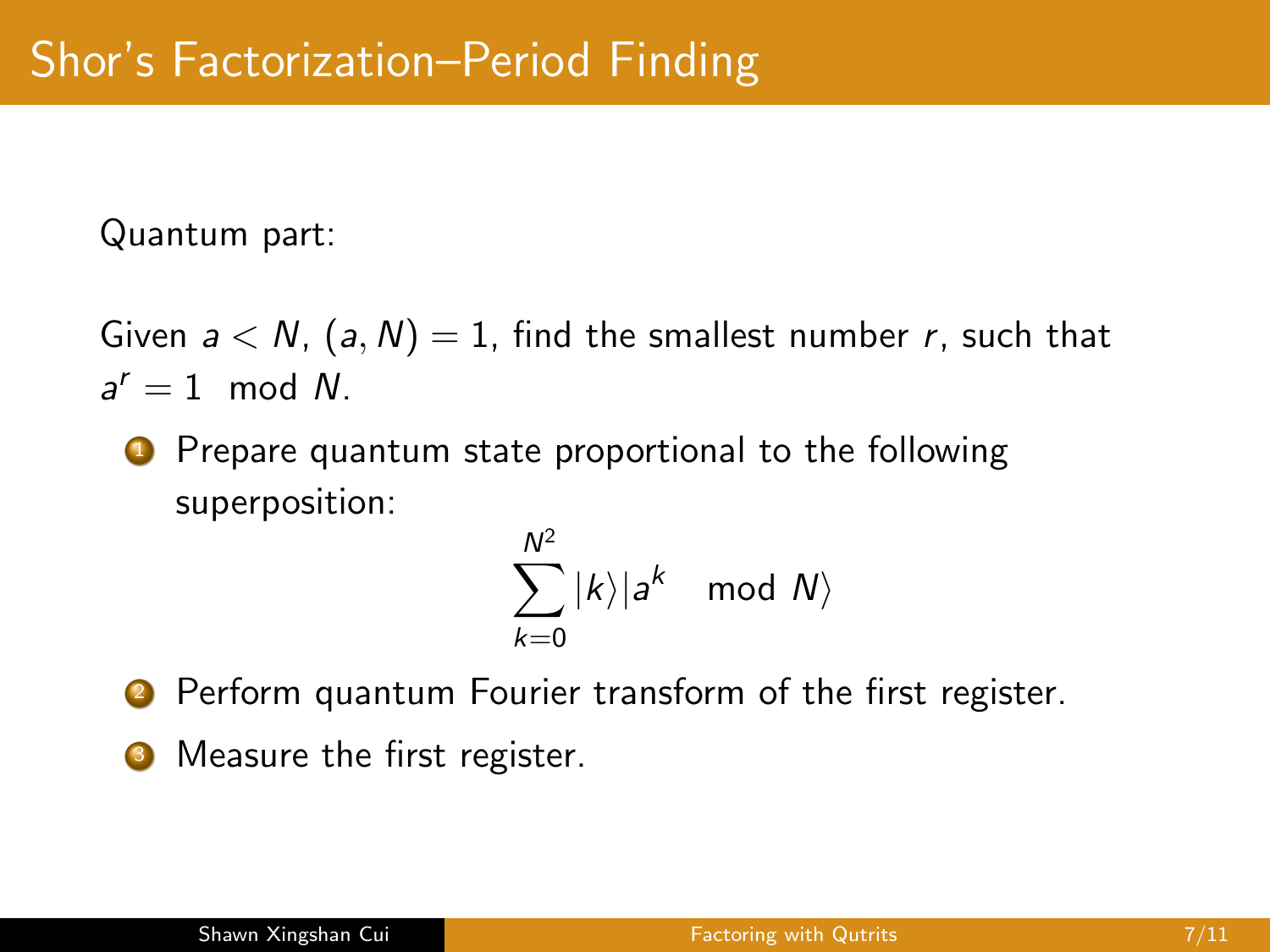# Shor's Factorization–Period Finding

Quantum part:

Given $a < N$, $(a, N) = 1$, find the smallest number $r$, such that $a^r = 1 \mod N$.

1. Prepare quantum state proportional to the following superposition:

$$\sum_{k=0}^{N^2} |k\rangle |a^k \mod N\rangle$$

2. Perform quantum Fourier transform of the first register.
3. Measure the first register.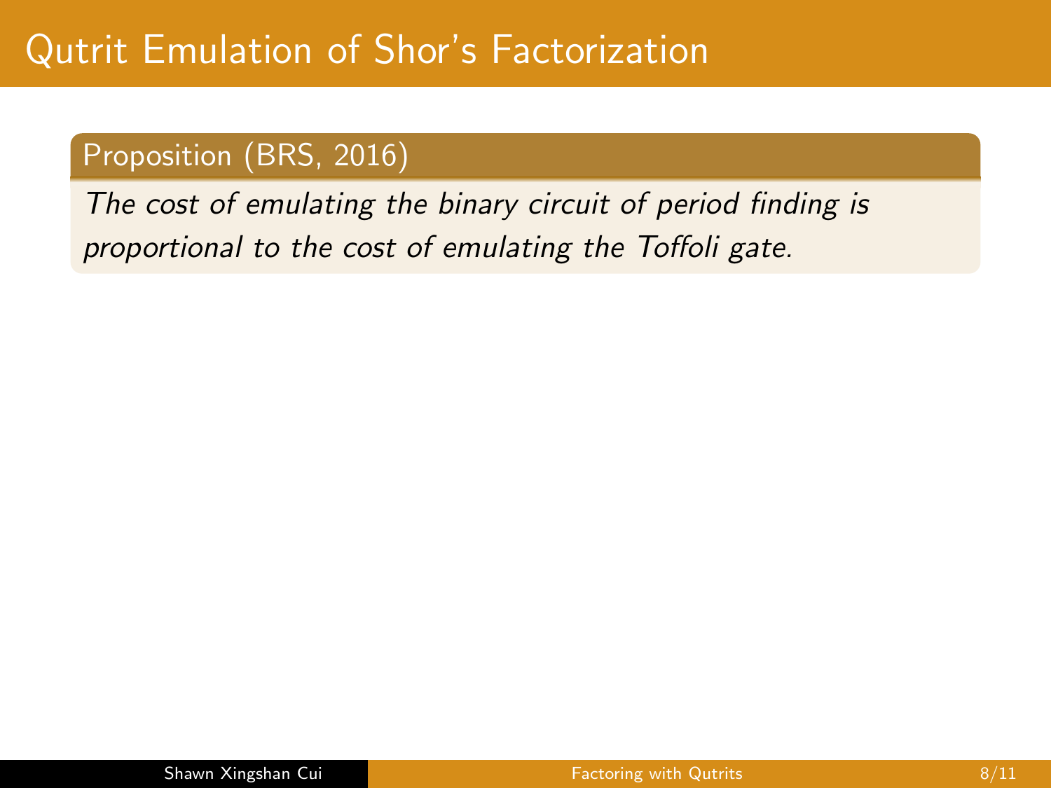# Qutrit Emulation of Shor's Factorization

**Proposition (BRS, 2016)**

*The cost of emulating the binary circuit of period finding is proportional to the cost of emulating the Toffoli gate.*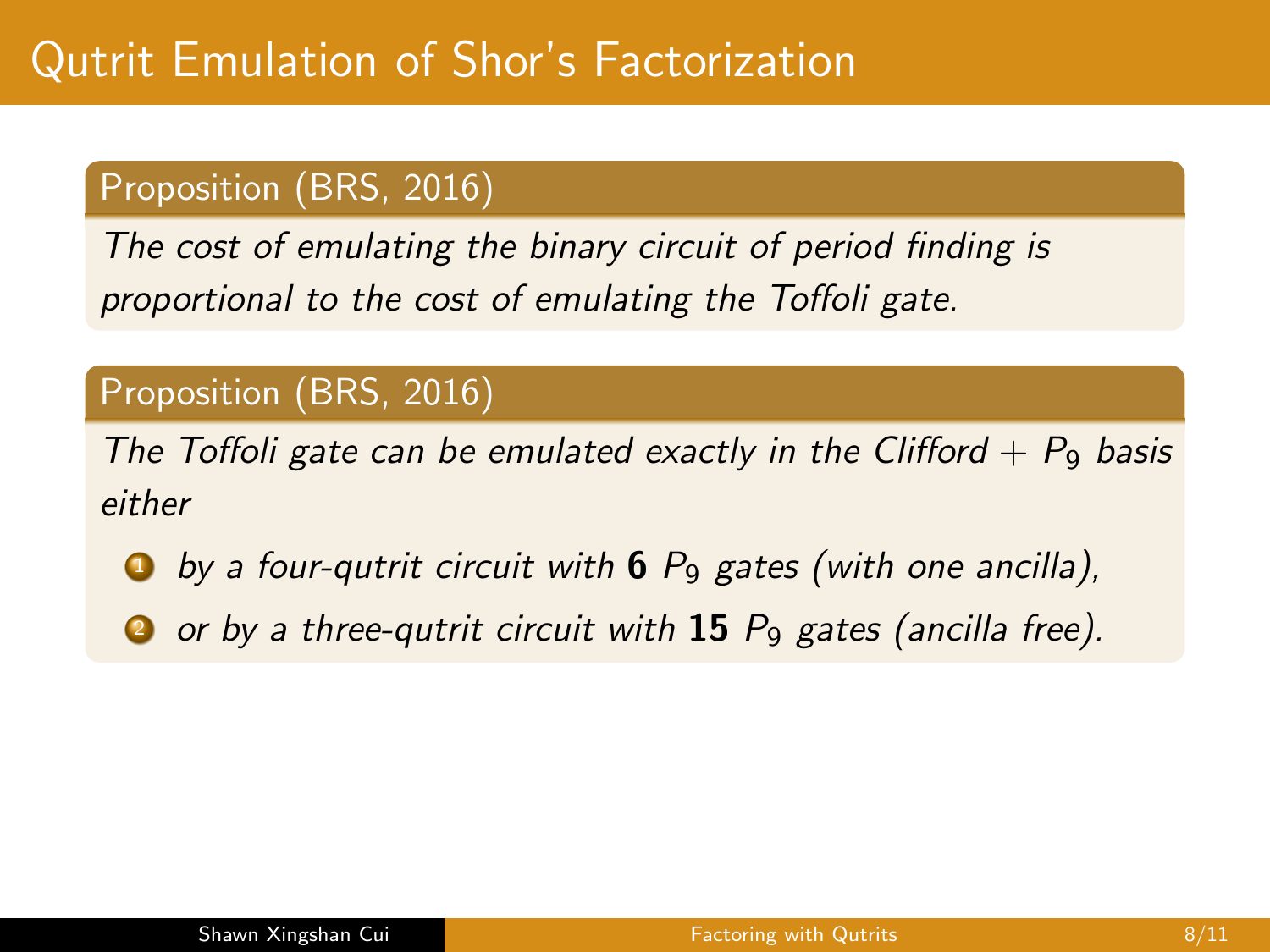# Qutrit Emulation of Shor's Factorization

**Proposition (BRS, 2016)**

*The cost of emulating the binary circuit of period finding is proportional to the cost of emulating the Toffoli gate.*

**Proposition (BRS, 2016)**

*The Toffoli gate can be emulated exactly in the Clifford + $P_9$ basis either*

1. *by a four-qutrit circuit with* **6** *$P_9$ gates (with one ancilla),*
2. *or by a three-qutrit circuit with* **15** *$P_9$ gates (ancilla free).*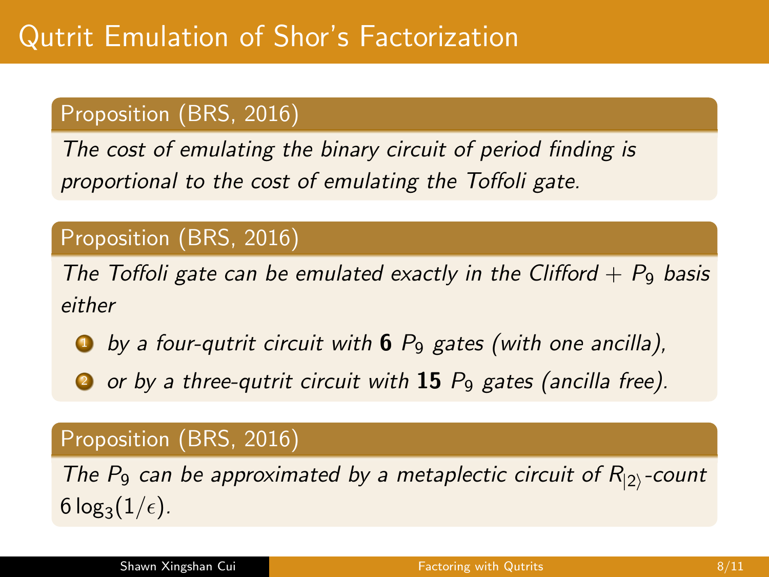# Qutrit Emulation of Shor's Factorization

**Proposition (BRS, 2016)**

*The cost of emulating the binary circuit of period finding is proportional to the cost of emulating the Toffoli gate.*

**Proposition (BRS, 2016)**

*The Toffoli gate can be emulated exactly in the Clifford + $P_9$ basis either*

1. *by a four-qutrit circuit with* **6** *$P_9$ gates (with one ancilla),*
2. *or by a three-qutrit circuit with* **15** *$P_9$ gates (ancilla free).*

**Proposition (BRS, 2016)**

*The $P_9$ can be approximated by a metaplectic circuit of $R_{|2\rangle}$-count $6 \log_3(1/\epsilon)$.*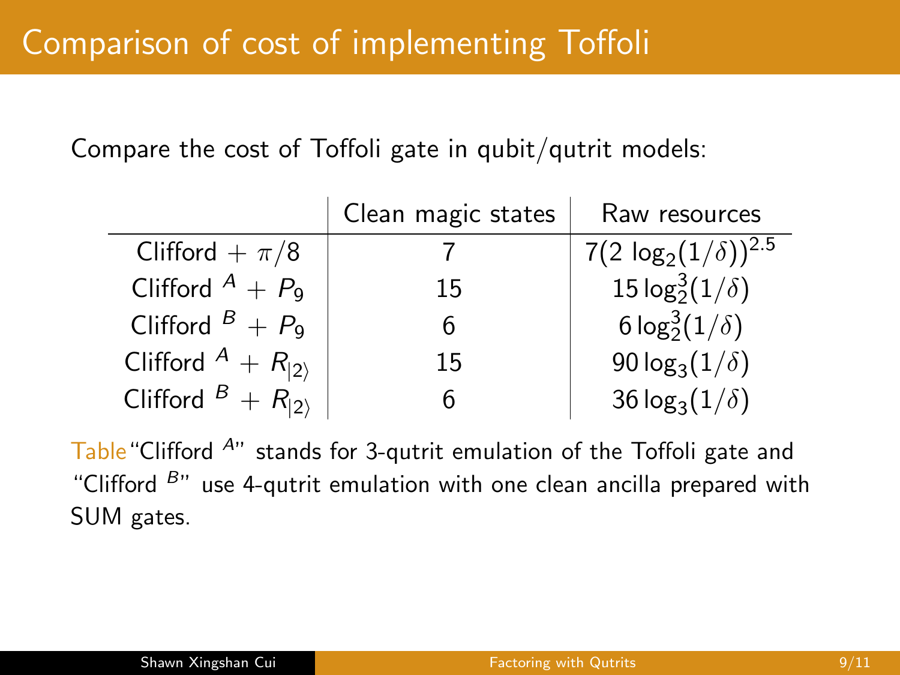# Comparison of cost of implementing Toffoli

Compare the cost of Toffoli gate in qubit/qutrit models:

| | Clean magic states | Raw resources |
|---|---|---|
| Clifford $+ \pi/8$ | 7 | $7(2\ \log_2(1/\delta))^{2.5}$ |
| Clifford $^{A} + P_9$ | 15 | $15 \log_2^3(1/\delta)$ |
| Clifford $^{B} + P_9$ | 6 | $6 \log_2^3(1/\delta)$ |
| Clifford $^{A} + R_{\|2\rangle}$ | 15 | $90 \log_3(1/\delta)$ |
| Clifford $^{B} + R_{\|2\rangle}$ | 6 | $36 \log_3(1/\delta)$ |

Table "Clifford $^{A}$" stands for 3-qutrit emulation of the Toffoli gate and "Clifford $^{B}$" use 4-qutrit emulation with one clean ancilla prepared with SUM gates.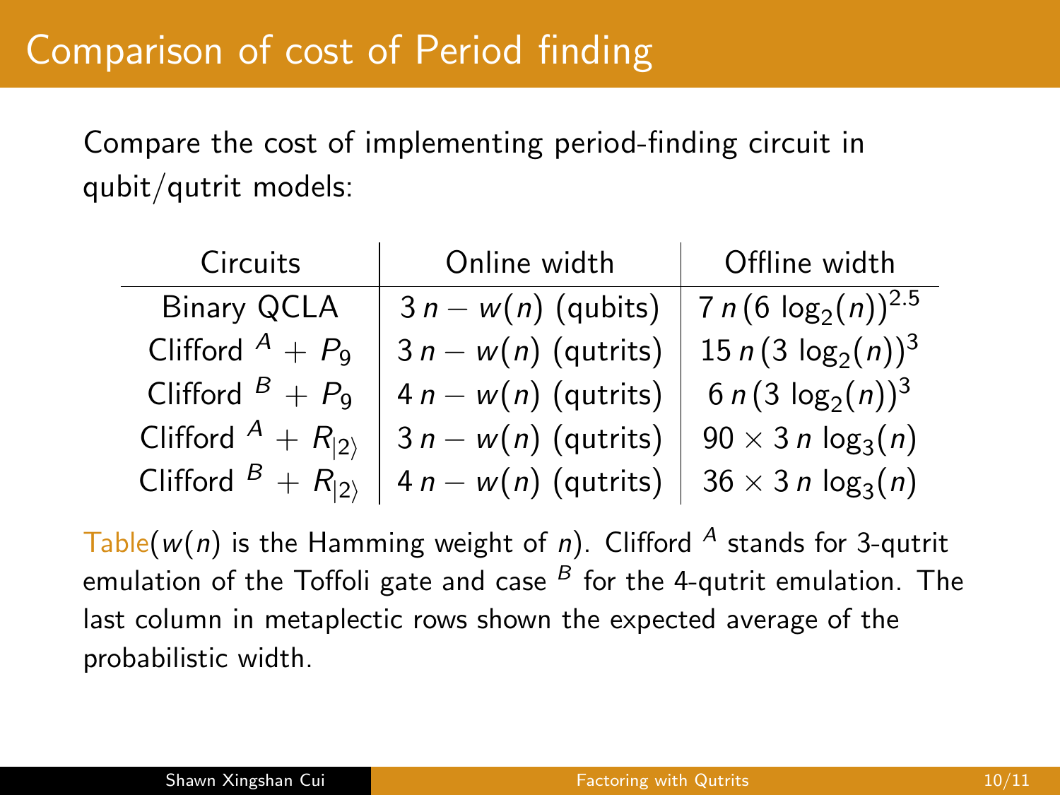# Comparison of cost of Period finding

Compare the cost of implementing period-finding circuit in qubit/qutrit models:

| Circuits | Online width | Offline width |
|---|---|---|
| Binary QCLA | $3\,n - w(n)$ (qubits) | $7\,n\,(6\,\log_2(n))^{2.5}$ |
| Clifford $^A$ + $P_9$ | $3\,n - w(n)$ (qutrits) | $15\,n\,(3\,\log_2(n))^3$ |
| Clifford $^B$ + $P_9$ | $4\,n - w(n)$ (qutrits) | $6\,n\,(3\,\log_2(n))^3$ |
| Clifford $^A$ + $R_{\vert 2\rangle}$ | $3\,n - w(n)$ (qutrits) | $90 \times 3\,n\,\log_3(n)$ |
| Clifford $^B$ + $R_{\vert 2\rangle}$ | $4\,n - w(n)$ (qutrits) | $36 \times 3\,n\,\log_3(n)$ |

Table($w(n)$ is the Hamming weight of $n$). Clifford $^A$ stands for 3-qutrit emulation of the Toffoli gate and case $^B$ for the 4-qutrit emulation. The last column in metaplectic rows shown the expected average of the probabilistic width.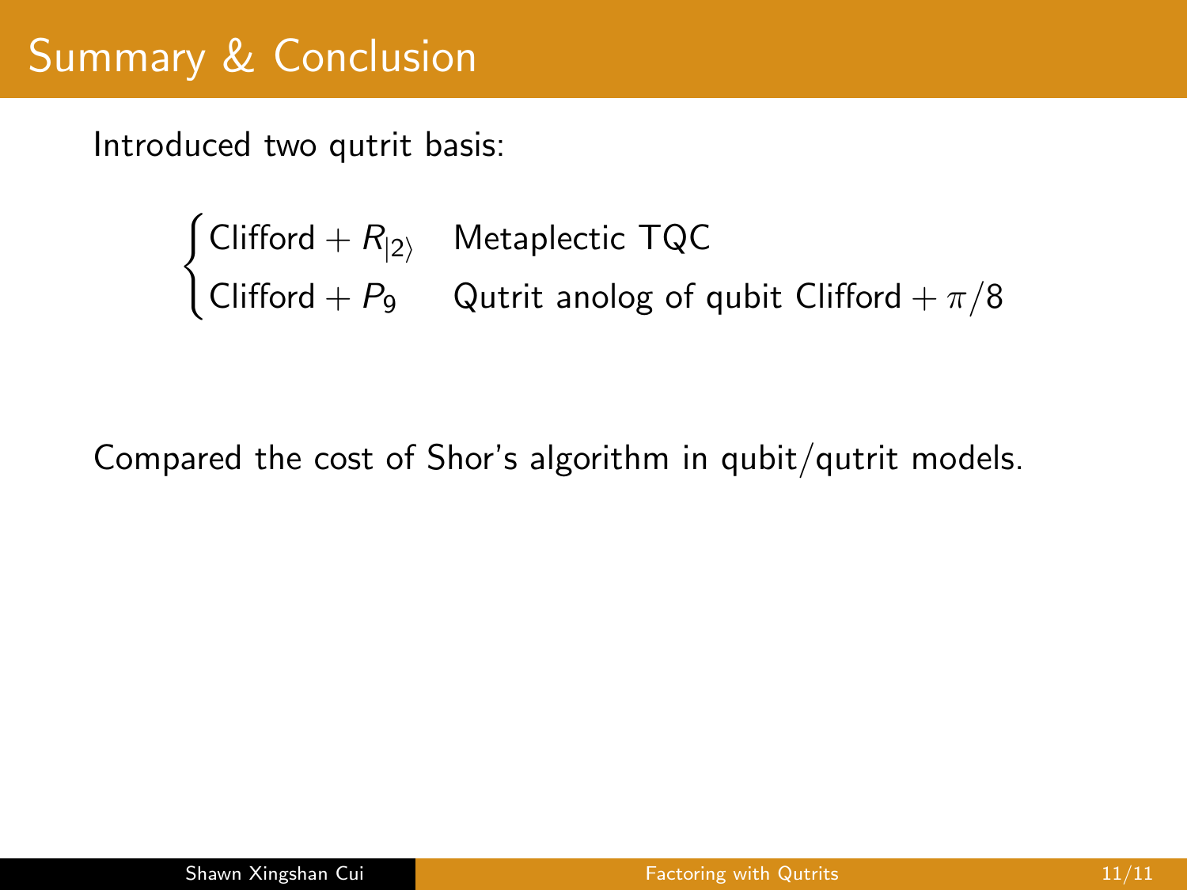# Summary & Conclusion

Introduced two qutrit basis:

$$\begin{cases} \text{Clifford} + R_{|2\rangle} & \text{Metaplectic TQC} \\ \text{Clifford} + P_9 & \text{Qutrit anolog of qubit Clifford} + \pi/8 \end{cases}$$

Compared the cost of Shor's algorithm in qubit/qutrit models.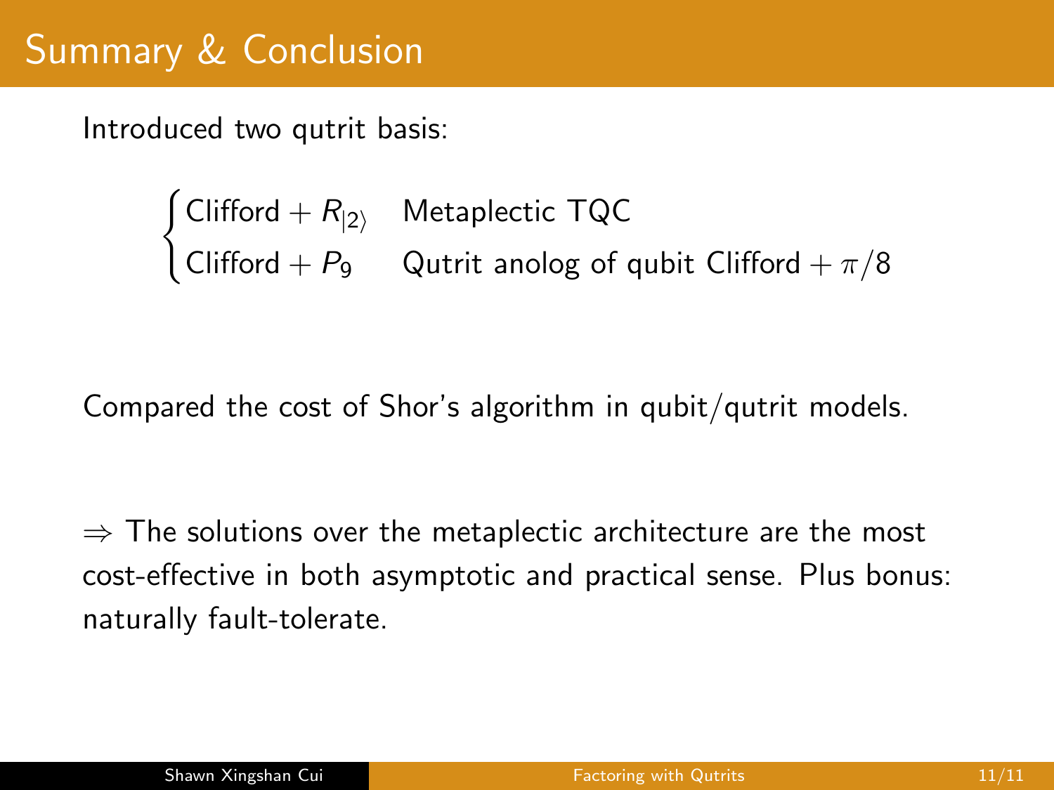# Summary & Conclusion

Introduced two qutrit basis:

$$\begin{cases} \text{Clifford} + R_{|2\rangle} & \text{Metaplectic TQC} \\ \text{Clifford} + P_9 & \text{Qutrit anolog of qubit Clifford} + \pi/8 \end{cases}$$

Compared the cost of Shor's algorithm in qubit/qutrit models.

$\Rightarrow$ The solutions over the metaplectic architecture are the most cost-effective in both asymptotic and practical sense. Plus bonus: naturally fault-tolerate.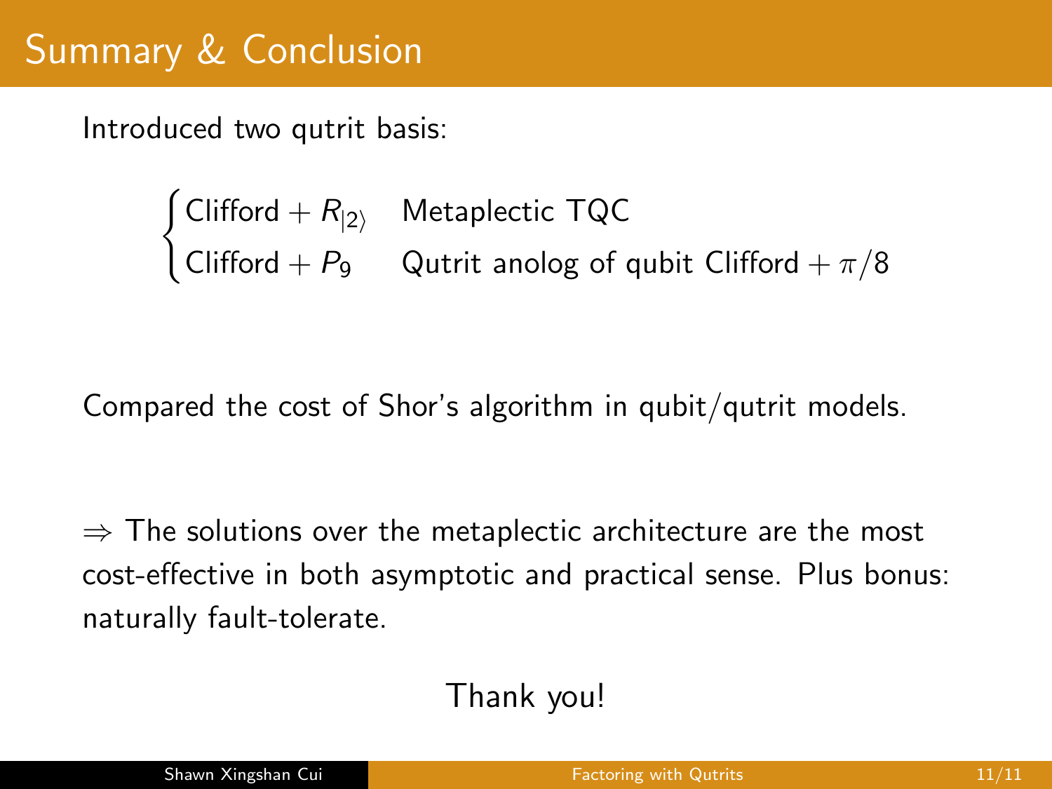# Summary & Conclusion

Introduced two qutrit basis:

$$\begin{cases} \text{Clifford} + R_{|2\rangle} & \text{Metaplectic TQC} \\ \text{Clifford} + P_9 & \text{Qutrit anolog of qubit Clifford} + \pi/8 \end{cases}$$

Compared the cost of Shor's algorithm in qubit/qutrit models.

$\Rightarrow$ The solutions over the metaplectic architecture are the most cost-effective in both asymptotic and practical sense. Plus bonus: naturally fault-tolerate.

Thank you!